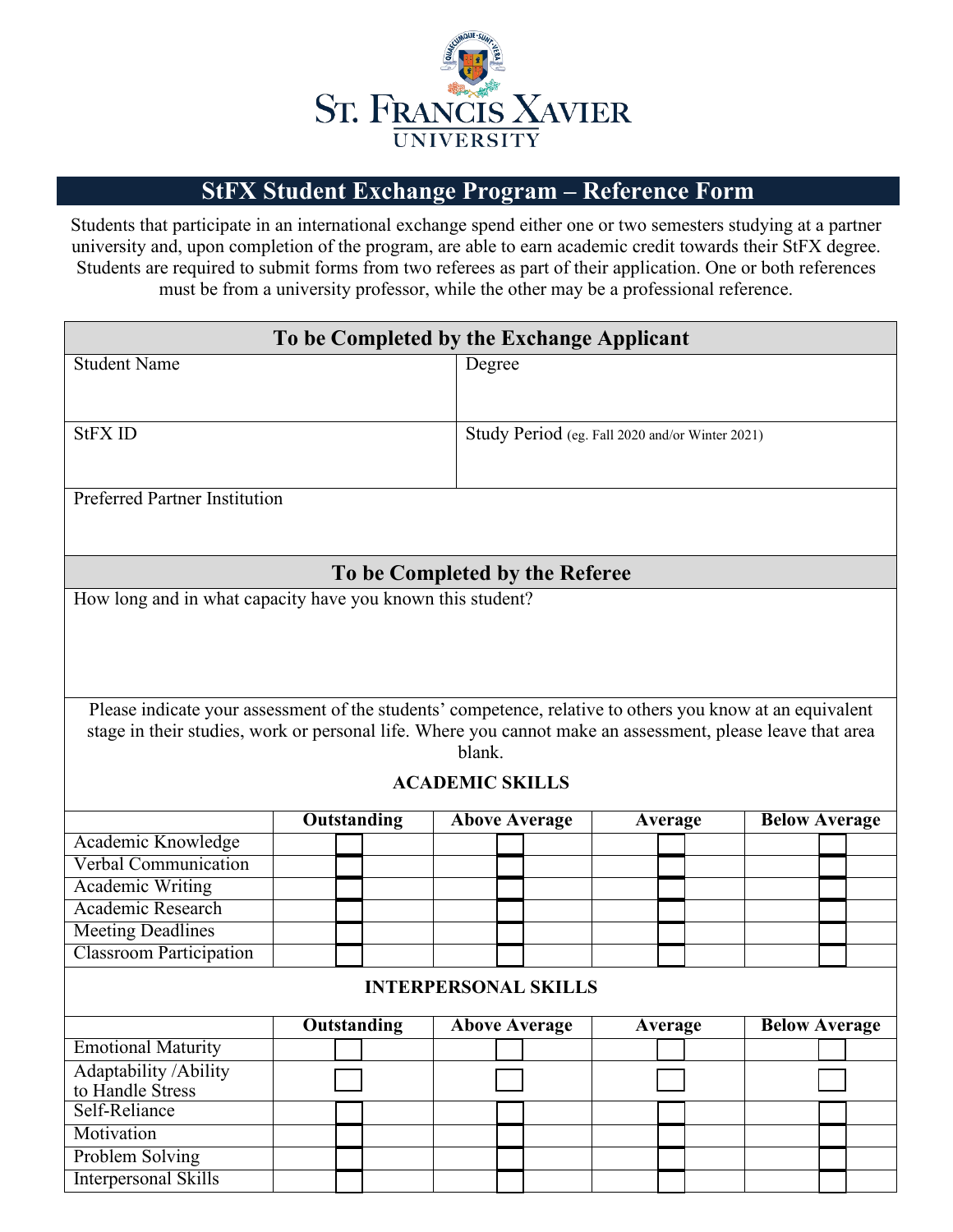ST. FRANCIS XAVIER UNIVERSITY

# StFX Student Exchange Program – Reference Form

Students that participate in an international exchange spend either one or two semesters studying at a partner university and, upon completion of the program, are able to earn academic credit towards their StFX degree. Students are required to submit forms from two referees as part of their application. One or both references must be from a university professor, while the other may be a professional reference.

## To be Completed by the Exchange Applicant

| Student Name | Degree |
|---|---|
| StFX ID | Study Period (eg. Fall 2020 and/or Winter 2021) |
| Preferred Partner Institution | |

## To be Completed by the Referee

How long and in what capacity have you known this student?

Please indicate your assessment of the students' competence, relative to others you know at an equivalent stage in their studies, work or personal life. Where you cannot make an assessment, please leave that area blank.

### ACADEMIC SKILLS

| | Outstanding | Above Average | Average | Below Average |
|---|---|---|---|---|
| Academic Knowledge | ☐ | ☐ | ☐ | ☐ |
| Verbal Communication | ☐ | ☐ | ☐ | ☐ |
| Academic Writing | ☐ | ☐ | ☐ | ☐ |
| Academic Research | ☐ | ☐ | ☐ | ☐ |
| Meeting Deadlines | ☐ | ☐ | ☐ | ☐ |
| Classroom Participation | ☐ | ☐ | ☐ | ☐ |

### INTERPERSONAL SKILLS

| | Outstanding | Above Average | Average | Below Average |
|---|---|---|---|---|
| Emotional Maturity | ☐ | ☐ | ☐ | ☐ |
| Adaptability /Ability to Handle Stress | ☐ | ☐ | ☐ | ☐ |
| Self-Reliance | ☐ | ☐ | ☐ | ☐ |
| Motivation | ☐ | ☐ | ☐ | ☐ |
| Problem Solving | ☐ | ☐ | ☐ | ☐ |
| Interpersonal Skills | ☐ | ☐ | ☐ | ☐ |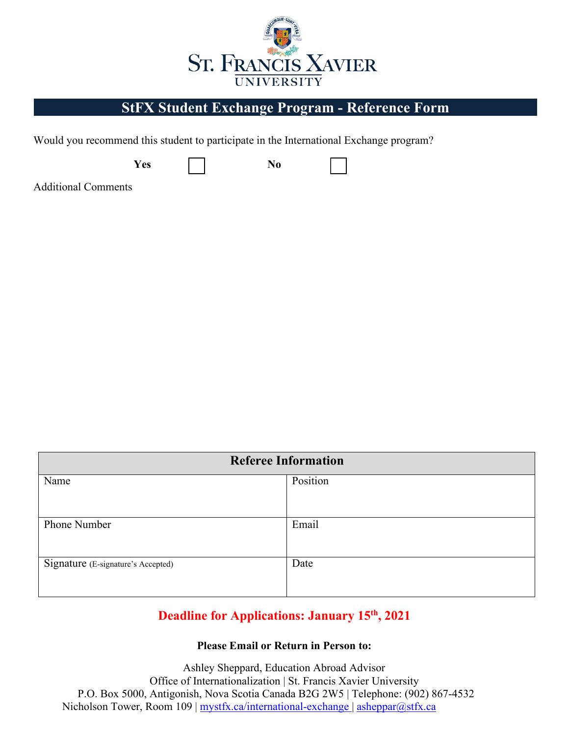# StFX Student Exchange Program - Reference Form

Would you recommend this student to participate in the International Exchange program?

**Yes** ☐ **No** ☐

Additional Comments

| Referee Information | |
|---|---|
| Name | Position |
| Phone Number | Email |
| Signature (E-signature's Accepted) | Date |

**Deadline for Applications: January 15th, 2021**

**Please Email or Return in Person to:**

Ashley Sheppard, Education Abroad Advisor
Office of Internationalization | St. Francis Xavier University
P.O. Box 5000, Antigonish, Nova Scotia Canada B2G 2W5 | Telephone: (902) 867-4532
Nicholson Tower, Room 109 | mystfx.ca/international-exchange | asheppar@stfx.ca